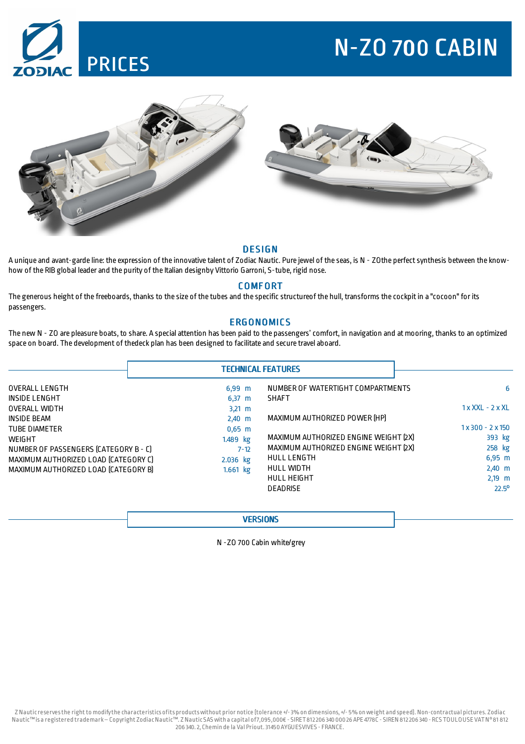# PRICES

# N-ZO 700 CABIN

## DESIGN

A unique and avant-garde line: the expression of the innovative talent of Zodiac Nautic. Pure jewel of the seas, is N - ZOthe perfect synthesis between the know-how of the RIB global leader and the purity of the Italian designby Vittorio Garroni, S-tube, rigid nose.

## COMFORT

The generous height of the freeboards, thanks to the size of the tubes and the specific structureof the hull, transforms the cockpit in a "cocoon" for its passengers.

## ERGONOMICS

The new N - ZO are pleasure boats, to share. A special attention has been paid to the passengers' comfort, in navigation and at mooring, thanks to an optimized space on board. The development of thedeck plan has been designed to facilitate and secure travel aboard.

## TECHNICAL FEATURES

| | | | |
|---|---|---|---|
| OVERALL LENGTH | 6,99 m | NUMBER OF WATERTIGHT COMPARTMENTS | 6 |
| INSIDE LENGHT | 6,37 m | SHAFT | 1 x XXL - 2 x XL |
| OVERALL WIDTH | 3,21 m | MAXIMUM AUTHORIZED POWER (HP) | 1 x 300 - 2 x 150 |
| INSIDE BEAM | 2,40 m | MAXIMUM AUTHORIZED ENGINE WEIGHT (2X) | 393 kg |
| TUBE DIAMETER | 0,65 m | MAXIMUM AUTHORIZED ENGINE WEIGHT (2X) | 258 kg |
| WEIGHT | 1.489 kg | HULL LENGTH | 6,95 m |
| NUMBER OF PASSENGERS (CATEGORY B - C) | 7-12 | HULL WIDTH | 2,40 m |
| MAXIMUM AUTHORIZED LOAD (CATEGORY C) | 2.036 kg | HULL HEIGHT | 2,19 m |
| MAXIMUM AUTHORIZED LOAD (CATEGORY B) | 1.661 kg | DEADRISE | 22.5° |

## VERSIONS

N -ZO 700 Cabin white/grey

Z Nautic reserves the right to modify the characteristics of its products without prior notice (tolerance +/- 3% on dimensions, +/- 5% on weight and speed). Non-contractual pictures. Zodiac Nautic™ is a registered trademark – Copyright Zodiac Nautic™. Z Nautic SAS with a capital of 7,095,000€ - SIRET 812 206 340 000 26 APE 4778C - SIREN 812 206 340 - RCS TOULOUSE VAT N° 81 812 206 340. 2, Chemin de la Val Priout. 31450 AYGUESVIVES - FRANCE.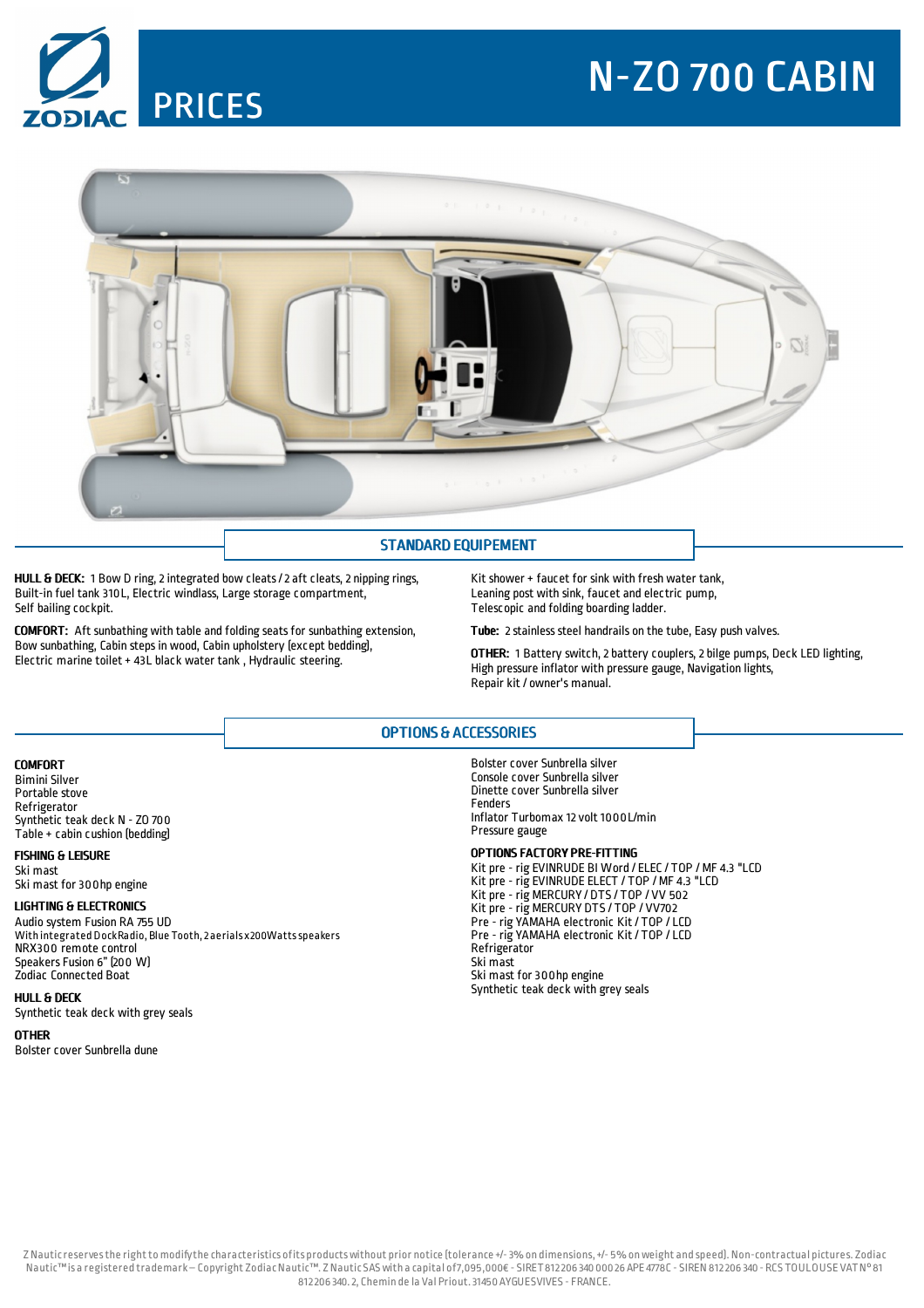# PRICES

# N-ZO 700 CABIN

## STANDARD EQUIPEMENT

**HULL & DECK:** 1 Bow D ring, 2 integrated bow cleats / 2 aft cleats, 2 nipping rings, Built-in fuel tank 310L, Electric windlass, Large storage compartment, Self bailing cockpit.

**COMFORT:** Aft sunbathing with table and folding seats for sunbathing extension, Bow sunbathing, Cabin steps in wood, Cabin upholstery (except bedding), Electric marine toilet + 43L black water tank , Hydraulic steering.

Kit shower + faucet for sink with fresh water tank, Leaning post with sink, faucet and electric pump, Telescopic and folding boarding ladder.

**Tube:** 2 stainless steel handrails on the tube, Easy push valves.

**OTHER:** 1 Battery switch, 2 battery couplers, 2 bilge pumps, Deck LED lighting, High pressure inflator with pressure gauge, Navigation lights, Repair kit / owner's manual.

## OPTIONS & ACCESSORIES

**COMFORT**

Bimini Silver
Portable stove
Refrigerator
Synthetic teak deck N - ZO 700
Table + cabin cushion (bedding)

**FISHING & LEISURE**

Ski mast
Ski mast for 300hp engine

**LIGHTING & ELECTRONICS**

Audio system Fusion RA 755 UD
With integrated DockRadio, Blue Tooth, 2 aerials x200Watts speakers
NRX300 remote control
Speakers Fusion 6" (200 W)
Zodiac Connected Boat

**HULL & DECK**

Synthetic teak deck with grey seals

**OTHER**

Bolster cover Sunbrella dune
Bolster cover Sunbrella silver
Console cover Sunbrella silver
Dinette cover Sunbrella silver
Fenders
Inflator Turbomax 12 volt 1000L/min
Pressure gauge

**OPTIONS FACTORY PRE-FITTING**

Kit pre - rig EVINRUDE BI Word / ELEC / TOP / MF 4.3 "LCD
Kit pre - rig EVINRUDE ELECT / TOP / MF 4.3 "LCD
Kit pre - rig MERCURY / DTS / TOP / VV 502
Kit pre - rig MERCURY DTS / TOP / VV702
Pre - rig YAMAHA electronic Kit / TOP / LCD
Pre - rig YAMAHA electronic Kit / TOP / LCD
Refrigerator
Ski mast
Ski mast for 300hp engine
Synthetic teak deck with grey seals

Z Nautic reserves the right to modify the characteristics of its products without prior notice (tolerance +/- 3% on dimensions, +/- 5% on weight and speed). Non-contractual pictures. Zodiac Nautic™ is a registered trademark – Copyright Zodiac Nautic™. Z Nautic SAS with a capital of 7,095,000€ - SIRET 812 206 340 000 26 APE 4778C - SIREN 812 206 340 - RCS TOULOUSE VAT N° 81 812206340. 2, Chemin de la Val Priout. 31450 AYGUESVIVES - FRANCE.